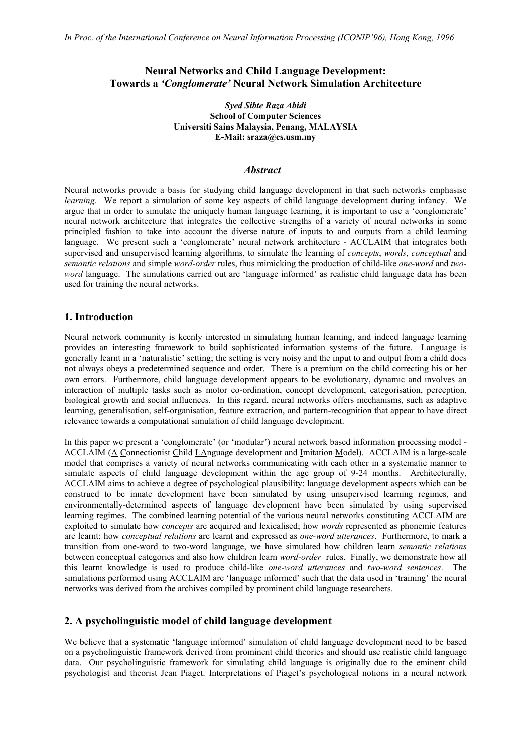*In Proc. of the International Conference on Neural Information Processing (ICONIP'96), Hong Kong, 1996*

# Neural Networks and Child Language Development: Towards a *'Conglomerate'* Neural Network Simulation Architecture

***Syed Sibte Raza Abidi***
**School of Computer Sciences**
**Universiti Sains Malaysia, Penang, MALAYSIA**
**E-Mail: sraza@cs.usm.my**

## *Abstract*

Neural networks provide a basis for studying child language development in that such networks emphasise *learning*. We report a simulation of some key aspects of child language development during infancy. We argue that in order to simulate the uniquely human language learning, it is important to use a 'conglomerate' neural network architecture that integrates the collective strengths of a variety of neural networks in some principled fashion to take into account the diverse nature of inputs to and outputs from a child learning language. We present such a 'conglomerate' neural network architecture - ACCLAIM that integrates both supervised and unsupervised learning algorithms, to simulate the learning of *concepts*, *words*, *conceptual* and *semantic relations* and simple *word-order* rules, thus mimicking the production of child-like *one-word* and *two-word* language. The simulations carried out are 'language informed' as realistic child language data has been used for training the neural networks.

## 1. Introduction

Neural network community is keenly interested in simulating human learning, and indeed language learning provides an interesting framework to build sophisticated information systems of the future. Language is generally learnt in a 'naturalistic' setting; the setting is very noisy and the input to and output from a child does not always obeys a predetermined sequence and order. There is a premium on the child correcting his or her own errors. Furthermore, child language development appears to be evolutionary, dynamic and involves an interaction of multiple tasks such as motor co-ordination, concept development, categorisation, perception, biological growth and social influences. In this regard, neural networks offers mechanisms, such as adaptive learning, generalisation, self-organisation, feature extraction, and pattern-recognition that appear to have direct relevance towards a computational simulation of child language development.

In this paper we present a 'conglomerate' (or 'modular') neural network based information processing model - ACCLAIM (A Connectionist Child LAnguage development and Imitation Model). ACCLAIM is a large-scale model that comprises a variety of neural networks communicating with each other in a systematic manner to simulate aspects of child language development within the age group of 9-24 months. Architecturally, ACCLAIM aims to achieve a degree of psychological plausibility: language development aspects which can be construed to be innate development have been simulated by using unsupervised learning regimes, and environmentally-determined aspects of language development have been simulated by using supervised learning regimes. The combined learning potential of the various neural networks constituting ACCLAIM are exploited to simulate how *concepts* are acquired and lexicalised; how *words* represented as phonemic features are learnt; how *conceptual relations* are learnt and expressed as *one-word utterances*. Furthermore, to mark a transition from one-word to two-word language, we have simulated how children learn *semantic relations* between conceptual categories and also how children learn *word-order* rules. Finally, we demonstrate how all this learnt knowledge is used to produce child-like *one-word utterances* and *two-word sentences*. The simulations performed using ACCLAIM are 'language informed' such that the data used in 'training' the neural networks was derived from the archives compiled by prominent child language researchers.

## 2. A psycholinguistic model of child language development

We believe that a systematic 'language informed' simulation of child language development need to be based on a psycholinguistic framework derived from prominent child theories and should use realistic child language data. Our psycholinguistic framework for simulating child language is originally due to the eminent child psychologist and theorist Jean Piaget. Interpretations of Piaget's psychological notions in a neural network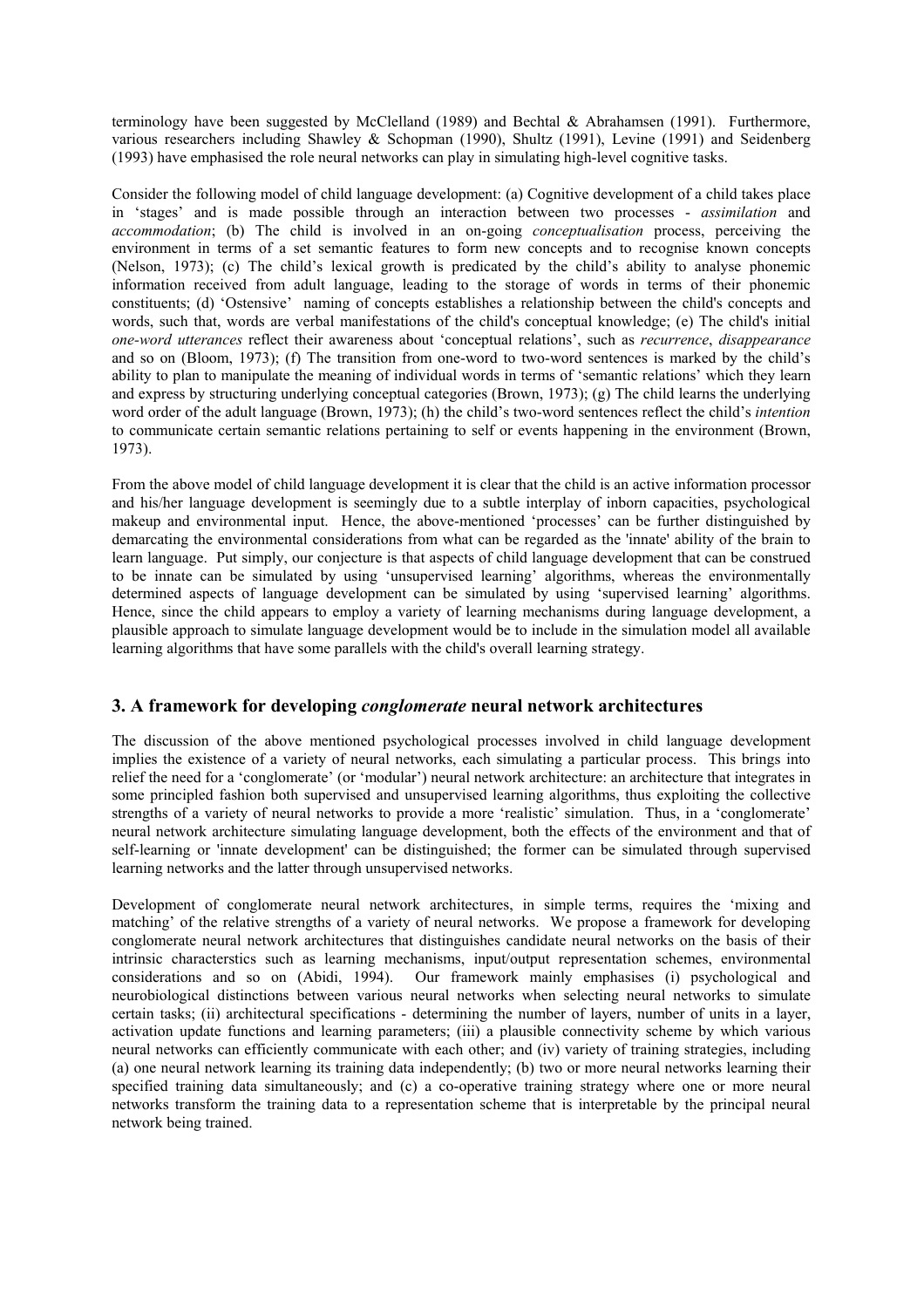terminology have been suggested by McClelland (1989) and Bechtal & Abrahamsen (1991). Furthermore, various researchers including Shawley & Schopman (1990), Shultz (1991), Levine (1991) and Seidenberg (1993) have emphasised the role neural networks can play in simulating high-level cognitive tasks.

Consider the following model of child language development: (a) Cognitive development of a child takes place in 'stages' and is made possible through an interaction between two processes - *assimilation* and *accommodation*; (b) The child is involved in an on-going *conceptualisation* process, perceiving the environment in terms of a set semantic features to form new concepts and to recognise known concepts (Nelson, 1973); (c) The child's lexical growth is predicated by the child's ability to analyse phonemic information received from adult language, leading to the storage of words in terms of their phonemic constituents; (d) 'Ostensive' naming of concepts establishes a relationship between the child's concepts and words, such that, words are verbal manifestations of the child's conceptual knowledge; (e) The child's initial *one-word utterances* reflect their awareness about 'conceptual relations', such as *recurrence*, *disappearance* and so on (Bloom, 1973); (f) The transition from one-word to two-word sentences is marked by the child's ability to plan to manipulate the meaning of individual words in terms of 'semantic relations' which they learn and express by structuring underlying conceptual categories (Brown, 1973); (g) The child learns the underlying word order of the adult language (Brown, 1973); (h) the child's two-word sentences reflect the child's *intention* to communicate certain semantic relations pertaining to self or events happening in the environment (Brown, 1973).

From the above model of child language development it is clear that the child is an active information processor and his/her language development is seemingly due to a subtle interplay of inborn capacities, psychological makeup and environmental input. Hence, the above-mentioned 'processes' can be further distinguished by demarcating the environmental considerations from what can be regarded as the 'innate' ability of the brain to learn language. Put simply, our conjecture is that aspects of child language development that can be construed to be innate can be simulated by using 'unsupervised learning' algorithms, whereas the environmentally determined aspects of language development can be simulated by using 'supervised learning' algorithms. Hence, since the child appears to employ a variety of learning mechanisms during language development, a plausible approach to simulate language development would be to include in the simulation model all available learning algorithms that have some parallels with the child's overall learning strategy.

## 3. A framework for developing *conglomerate* neural network architectures

The discussion of the above mentioned psychological processes involved in child language development implies the existence of a variety of neural networks, each simulating a particular process. This brings into relief the need for a 'conglomerate' (or 'modular') neural network architecture: an architecture that integrates in some principled fashion both supervised and unsupervised learning algorithms, thus exploiting the collective strengths of a variety of neural networks to provide a more 'realistic' simulation. Thus, in a 'conglomerate' neural network architecture simulating language development, both the effects of the environment and that of self-learning or 'innate development' can be distinguished; the former can be simulated through supervised learning networks and the latter through unsupervised networks.

Development of conglomerate neural network architectures, in simple terms, requires the 'mixing and matching' of the relative strengths of a variety of neural networks. We propose a framework for developing conglomerate neural network architectures that distinguishes candidate neural networks on the basis of their intrinsic characterstics such as learning mechanisms, input/output representation schemes, environmental considerations and so on (Abidi, 1994). Our framework mainly emphasises (i) psychological and neurobiological distinctions between various neural networks when selecting neural networks to simulate certain tasks; (ii) architectural specifications - determining the number of layers, number of units in a layer, activation update functions and learning parameters; (iii) a plausible connectivity scheme by which various neural networks can efficiently communicate with each other; and (iv) variety of training strategies, including (a) one neural network learning its training data independently; (b) two or more neural networks learning their specified training data simultaneously; and (c) a co-operative training strategy where one or more neural networks transform the training data to a representation scheme that is interpretable by the principal neural network being trained.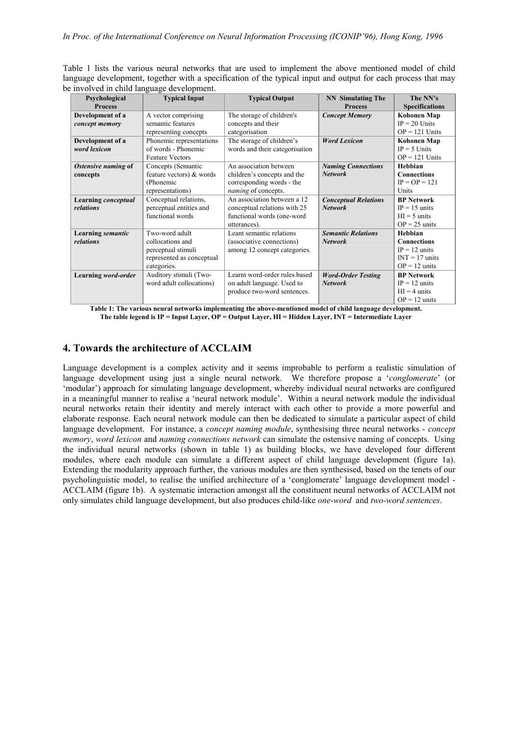Table 1 lists the various neural networks that are used to implement the above mentioned model of child language development, together with a specification of the typical input and output for each process that may be involved in child language development.

| Psychological Process | Typical Input | Typical Output | NN Simulating The Process | The NN's Specifications |
|---|---|---|---|---|
| **Development of a *concept memory*** | A vector comprising semantic features representing concepts | The storage of children's concepts and their categorisation | ***Concept Memory*** | **Kohonen Map** IP = 20 Units OP = 121 Units |
| **Development of a *word lexicon*** | Phonemic representations of words - Phonemic Feature Vectors | The storage of children's words and their categorisation | ***Word Lexicon*** | **Kohonen Map** IP = 5 Units OP = 121 Units |
| ***Ostensive naming* of concepts** | Concepts (Semantic feature vectors) & words (Phonemic representations) | An association between children's concepts and the corresponding words - the *naming* of concepts. | ***Naming Connections Network*** | **Hebbian Connections** IP = OP = 121 Units |
| **Learning *conceptual relations*** | Conceptual relations, perceptual entities and functional words | An association between a 12 conceptual relations with 25 functional words (one-word utterances). | ***Conceptual Relations Network*** | **BP Network** IP = 15 units HI = 5 units OP = 25 units |
| **Learning *semantic relations*** | Two-word adult collocations and perceptual stimuli represented as conceptual categories. | Leant semantic relations (associative connections) among 12 concept categories. | ***Semantic Relations Network*** | **Hebbian Connections** IP = 12 units INT = 17 units OP = 12 units |
| **Learning *word-order*** | Auditory stimuli (Two-word adult collocations) | Learnt word-order rules based on adult language. Used to produce two-word sentences. | ***Word-Order Testing Network*** | **BP Network** IP = 12 units HI = 4 units OP = 12 units |

**Table 1: The various neural networks implementing the above-mentioned model of child language development. The table legend is IP = Input Layer, OP = Output Layer, HI = Hidden Layer, INT = Intermediate Layer**

## 4. Towards the architecture of ACCLAIM

Language development is a complex activity and it seems improbable to perform a realistic simulation of language development using just a single neural network. We therefore propose a '*conglomerate*' (or 'modular') approach for simulating language development, whereby individual neural networks are configured in a meaningful manner to realise a 'neural network module'. Within a neural network module the individual neural networks retain their identity and merely interact with each other to provide a more powerful and elaborate response. Each neural network module can then be dedicated to simulate a particular aspect of child language development. For instance, a *concept naming module*, synthesising three neural networks - *concept memory*, *word lexicon* and *naming connections network* can simulate the ostensive naming of concepts. Using the individual neural networks (shown in table 1) as building blocks, we have developed four different modules, where each module can simulate a different aspect of child language development (figure 1a). Extending the modularity approach further, the various modules are then synthesised, based on the tenets of our psycholinguistic model, to realise the unified architecture of a 'conglomerate' language development model - ACCLAIM (figure 1b). A systematic interaction amongst all the constituent neural networks of ACCLAIM not only simulates child language development, but also produces child-like *one-word* and *two-word sentences*.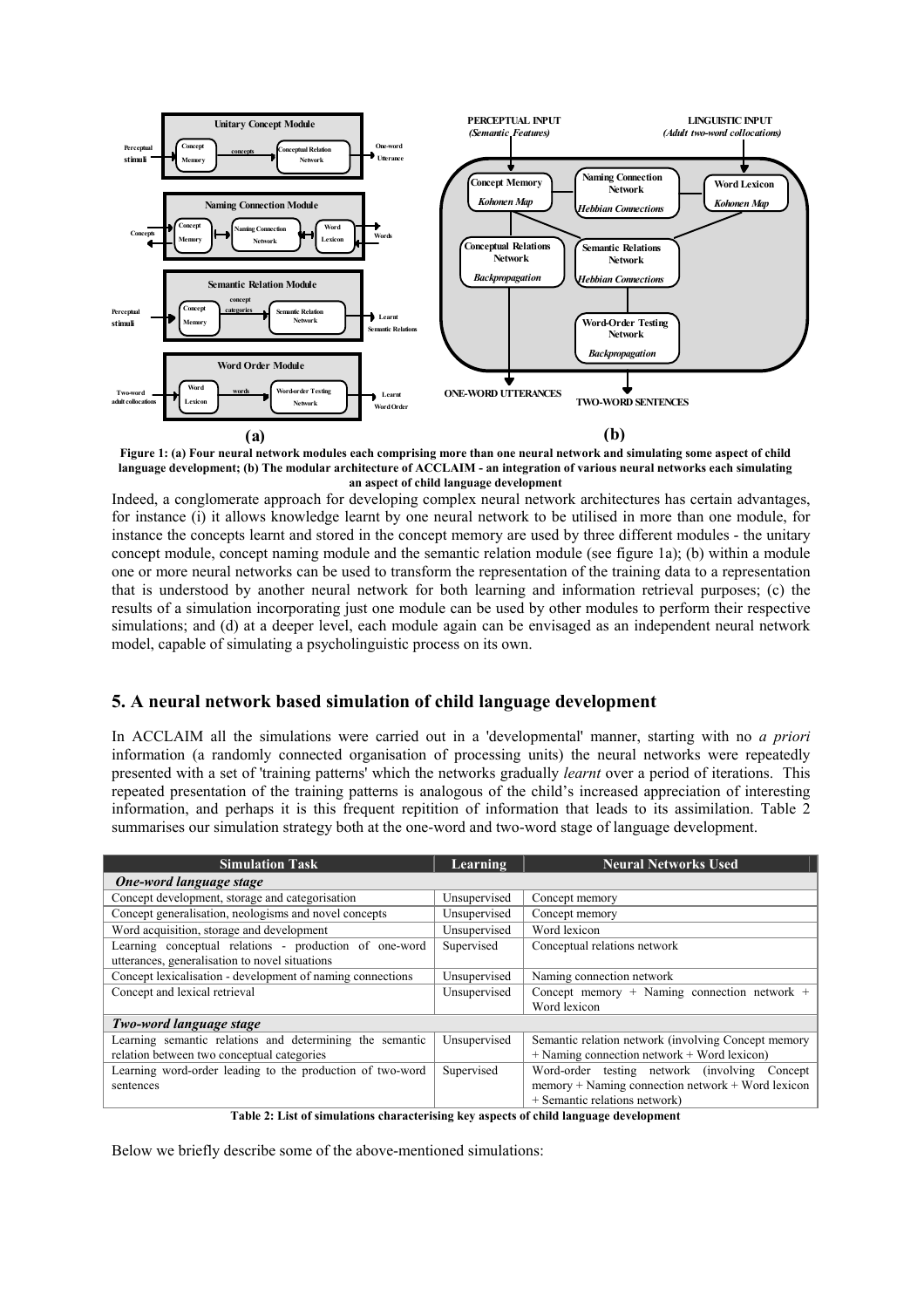**Figure 1: (a) Four neural network modules each comprising more than one neural network and simulating some aspect of child language development; (b) The modular architecture of ACCLAIM - an integration of various neural networks each simulating an aspect of child language development**

Indeed, a conglomerate approach for developing complex neural network architectures has certain advantages, for instance (i) it allows knowledge learnt by one neural network to be utilised in more than one module, for instance the concepts learnt and stored in the concept memory are used by three different modules - the unitary concept module, concept naming module and the semantic relation module (see figure 1a); (b) within a module one or more neural networks can be used to transform the representation of the training data to a representation that is understood by another neural network for both learning and information retrieval purposes; (c) the results of a simulation incorporating just one module can be used by other modules to perform their respective simulations; and (d) at a deeper level, each module again can be envisaged as an independent neural network model, capable of simulating a psycholinguistic process on its own.

## 5. A neural network based simulation of child language development

In ACCLAIM all the simulations were carried out in a 'developmental' manner, starting with no *a priori* information (a randomly connected organisation of processing units) the neural networks were repeatedly presented with a set of 'training patterns' which the networks gradually *learnt* over a period of iterations. This repeated presentation of the training patterns is analogous of the child's increased appreciation of interesting information, and perhaps it is this frequent repitition of information that leads to its assimilation. Table 2 summarises our simulation strategy both at the one-word and two-word stage of language development.

| Simulation Task | Learning | Neural Networks Used |
|---|---|---|
| ***One-word language stage*** | | |
| Concept development, storage and categorisation | Unsupervised | Concept memory |
| Concept generalisation, neologisms and novel concepts | Unsupervised | Concept memory |
| Word acquisition, storage and development | Unsupervised | Word lexicon |
| Learning conceptual relations - production of one-word utterances, generalisation to novel situations | Supervised | Conceptual relations network |
| Concept lexicalisation - development of naming connections | Unsupervised | Naming connection network |
| Concept and lexical retrieval | Unsupervised | Concept memory + Naming connection network + Word lexicon |
| ***Two-word language stage*** | | |
| Learning semantic relations and determining the semantic relation between two conceptual categories | Unsupervised | Semantic relation network (involving Concept memory + Naming connection network + Word lexicon) |
| Learning word-order leading to the production of two-word sentences | Supervised | Word-order testing network (involving Concept memory + Naming connection network + Word lexicon + Semantic relations network) |

**Table 2: List of simulations characterising key aspects of child language development**

Below we briefly describe some of the above-mentioned simulations: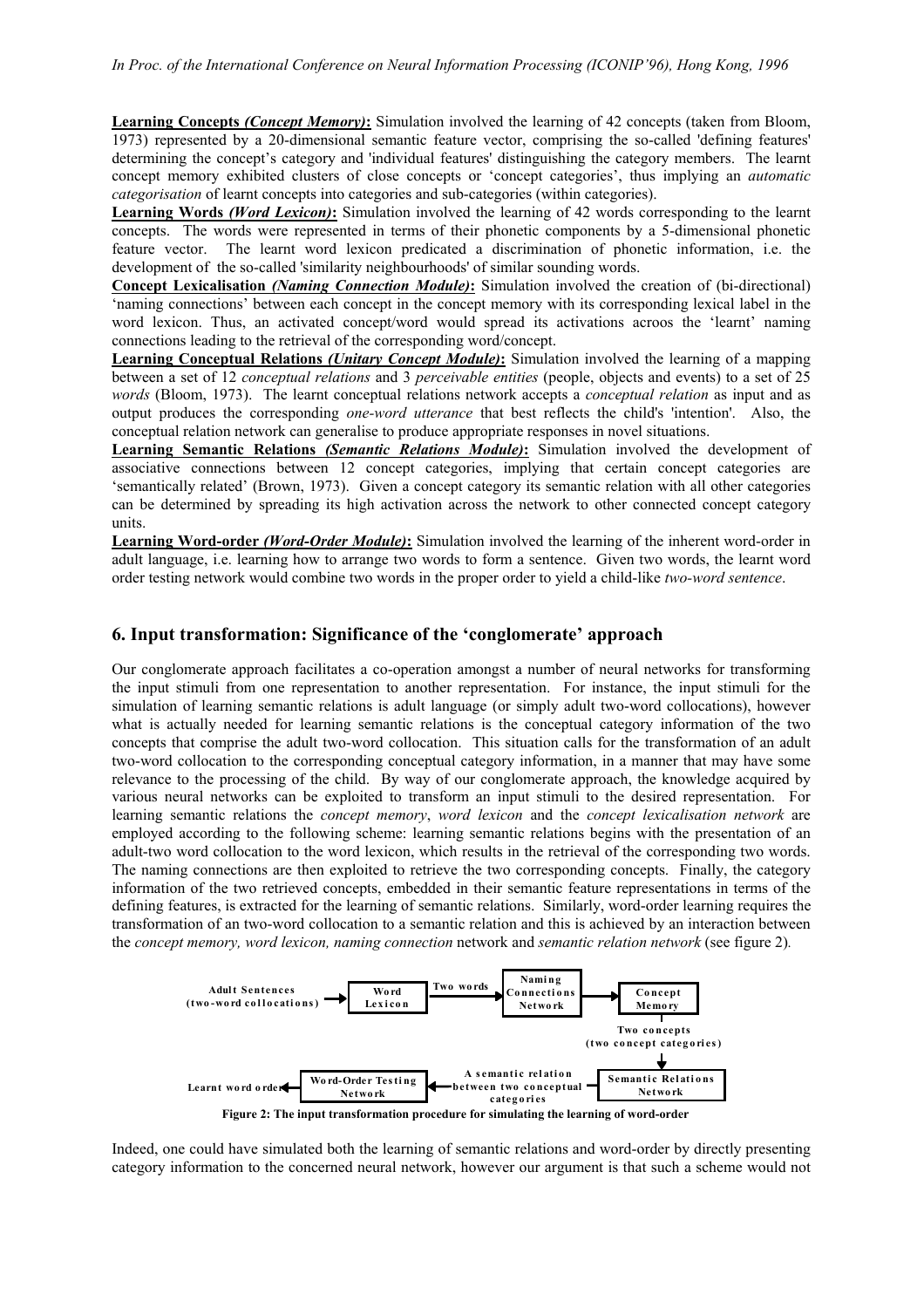**Learning Concepts** ***(Concept Memory)*****:** Simulation involved the learning of 42 concepts (taken from Bloom, 1973) represented by a 20-dimensional semantic feature vector, comprising the so-called 'defining features' determining the concept's category and 'individual features' distinguishing the category members. The learnt concept memory exhibited clusters of close concepts or 'concept categories', thus implying an *automatic categorisation* of learnt concepts into categories and sub-categories (within categories).

**Learning Words** ***(Word Lexicon)*****:** Simulation involved the learning of 42 words corresponding to the learnt concepts. The words were represented in terms of their phonetic components by a 5-dimensional phonetic feature vector. The learnt word lexicon predicated a discrimination of phonetic information, i.e. the development of the so-called 'similarity neighbourhoods' of similar sounding words.

**Concept Lexicalisation** ***(Naming Connection Module)*****:** Simulation involved the creation of (bi-directional) 'naming connections' between each concept in the concept memory with its corresponding lexical label in the word lexicon. Thus, an activated concept/word would spread its activations acroos the 'learnt' naming connections leading to the retrieval of the corresponding word/concept.

**Learning Conceptual Relations** ***(Unitary Concept Module)*****:** Simulation involved the learning of a mapping between a set of 12 *conceptual relations* and 3 *perceivable entities* (people, objects and events) to a set of 25 *words* (Bloom, 1973). The learnt conceptual relations network accepts a *conceptual relation* as input and as output produces the corresponding *one-word utterance* that best reflects the child's 'intention'. Also, the conceptual relation network can generalise to produce appropriate responses in novel situations.

**Learning Semantic Relations** ***(Semantic Relations Module)*****:** Simulation involved the development of associative connections between 12 concept categories, implying that certain concept categories are 'semantically related' (Brown, 1973). Given a concept category its semantic relation with all other categories can be determined by spreading its high activation across the network to other connected concept category units.

**Learning Word-order** ***(Word-Order Module)*****:** Simulation involved the learning of the inherent word-order in adult language, i.e. learning how to arrange two words to form a sentence. Given two words, the learnt word order testing network would combine two words in the proper order to yield a child-like *two-word sentence*.

## 6. Input transformation: Significance of the 'conglomerate' approach

Our conglomerate approach facilitates a co-operation amongst a number of neural networks for transforming the input stimuli from one representation to another representation. For instance, the input stimuli for the simulation of learning semantic relations is adult language (or simply adult two-word collocations), however what is actually needed for learning semantic relations is the conceptual category information of the two concepts that comprise the adult two-word collocation. This situation calls for the transformation of an adult two-word collocation to the corresponding conceptual category information, in a manner that may have some relevance to the processing of the child. By way of our conglomerate approach, the knowledge acquired by various neural networks can be exploited to transform an input stimuli to the desired representation. For learning semantic relations the *concept memory*, *word lexicon* and the *concept lexicalisation network* are employed according to the following scheme: learning semantic relations begins with the presentation of an adult-two word collocation to the word lexicon, which results in the retrieval of the corresponding two words. The naming connections are then exploited to retrieve the two corresponding concepts. Finally, the category information of the two retrieved concepts, embedded in their semantic feature representations in terms of the defining features, is extracted for the learning of semantic relations. Similarly, word-order learning requires the transformation of an two-word collocation to a semantic relation and this is achieved by an interaction between the *concept memory, word lexicon, naming connection* network and *semantic relation network* (see figure 2).

Adult Sentences (two-word collocations) → Word Lexicon → Two words → Naming Connections Network → Concept Memory → Two concepts (two concept categories) → Semantic Relations Network → A semantic relation between two conceptual categories → Word-Order Testing Network → Learnt word order

**Figure 2: The input transformation procedure for simulating the learning of word-order**

Indeed, one could have simulated both the learning of semantic relations and word-order by directly presenting category information to the concerned neural network, however our argument is that such a scheme would not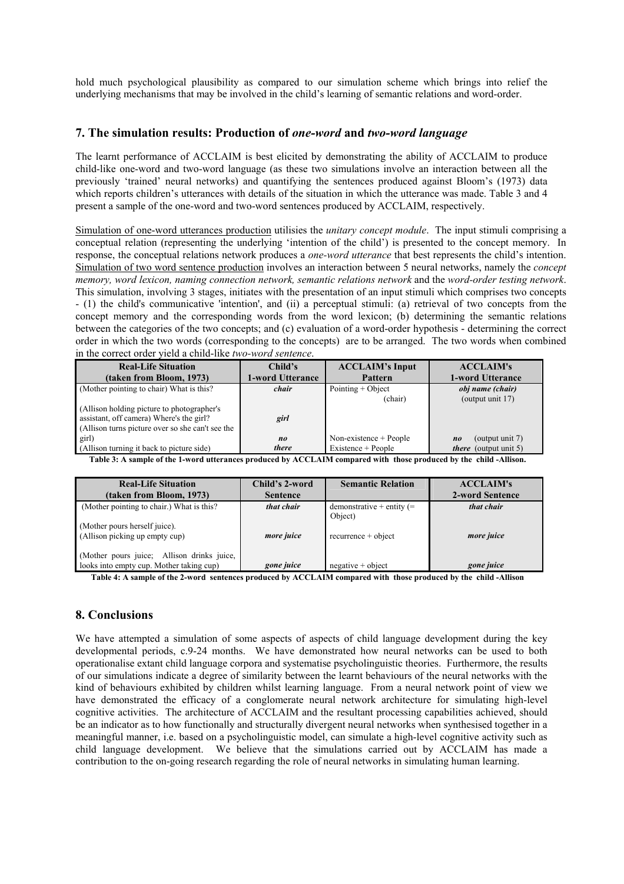hold much psychological plausibility as compared to our simulation scheme which brings into relief the underlying mechanisms that may be involved in the child's learning of semantic relations and word-order.

## 7. The simulation results: Production of *one-word* and *two-word language*

The learnt performance of ACCLAIM is best elicited by demonstrating the ability of ACCLAIM to produce child-like one-word and two-word language (as these two simulations involve an interaction between all the previously 'trained' neural networks) and quantifying the sentences produced against Bloom's (1973) data which reports children's utterances with details of the situation in which the utterance was made. Table 3 and 4 present a sample of the one-word and two-word sentences produced by ACCLAIM, respectively.

Simulation of one-word utterances production utilisies the *unitary concept module*. The input stimuli comprising a conceptual relation (representing the underlying 'intention of the child') is presented to the concept memory. In response, the conceptual relations network produces a *one-word utterance* that best represents the child's intention. Simulation of two word sentence production involves an interaction between 5 neural networks, namely the *concept memory, word lexicon, naming connection network, semantic relations network* and the *word-order testing network*. This simulation, involving 3 stages, initiates with the presentation of an input stimuli which comprises two concepts - (1) the child's communicative 'intention', and (ii) a perceptual stimuli: (a) retrieval of two concepts from the concept memory and the corresponding words from the word lexicon; (b) determining the semantic relations between the categories of the two concepts; and (c) evaluation of a word-order hypothesis - determining the correct order in which the two words (corresponding to the concepts) are to be arranged. The two words when combined in the correct order yield a child-like *two-word sentence*.

| Real-Life Situation (taken from Bloom, 1973) | Child's 1-word Utterance | ACCLAIM's Input Pattern | ACCLAIM's 1-word Utterance |
|---|---|---|---|
| (Mother pointing to chair) What is this? | ***chair*** | Pointing + Object (chair) | ***obj name (chair)*** (output unit 17) |
| (Allison holding picture to photographer's assistant, off camera) Where's the girl? | ***girl*** | | |
| (Allison turns picture over so she can't see the girl) | ***no*** | Non-existence + People | ***no*** (output unit 7) |
| (Allison turning it back to picture side) | ***there*** | Existence + People | ***there*** (output unit 5) |

**Table 3: A sample of the 1-word utterances produced by ACCLAIM compared with those produced by the child -Allison.**

| Real-Life Situation (taken from Bloom, 1973) | Child's 2-word Sentence | Semantic Relation | ACCLAIM's 2-word Sentence |
|---|---|---|---|
| (Mother pointing to chair.) What is this? | ***that chair*** | demonstrative + entity (= Object) | ***that chair*** |
| (Mother pours herself juice). (Allison picking up empty cup) | ***more juice*** | recurrence + object | ***more juice*** |
| (Mother pours juice; Allison drinks juice, looks into empty cup. Mother taking cup) | ***gone juice*** | negative + object | ***gone juice*** |

**Table 4: A sample of the 2-word sentences produced by ACCLAIM compared with those produced by the child -Allison**

## 8. Conclusions

We have attempted a simulation of some aspects of aspects of child language development during the key developmental periods, c.9-24 months. We have demonstrated how neural networks can be used to both operationalise extant child language corpora and systematise psycholinguistic theories. Furthermore, the results of our simulations indicate a degree of similarity between the learnt behaviours of the neural networks with the kind of behaviours exhibited by children whilst learning language. From a neural network point of view we have demonstrated the efficacy of a conglomerate neural network architecture for simulating high-level cognitive activities. The architecture of ACCLAIM and the resultant processing capabilities achieved, should be an indicator as to how functionally and structurally divergent neural networks when synthesised together in a meaningful manner, i.e. based on a psycholinguistic model, can simulate a high-level cognitive activity such as child language development. We believe that the simulations carried out by ACCLAIM has made a contribution to the on-going research regarding the role of neural networks in simulating human learning.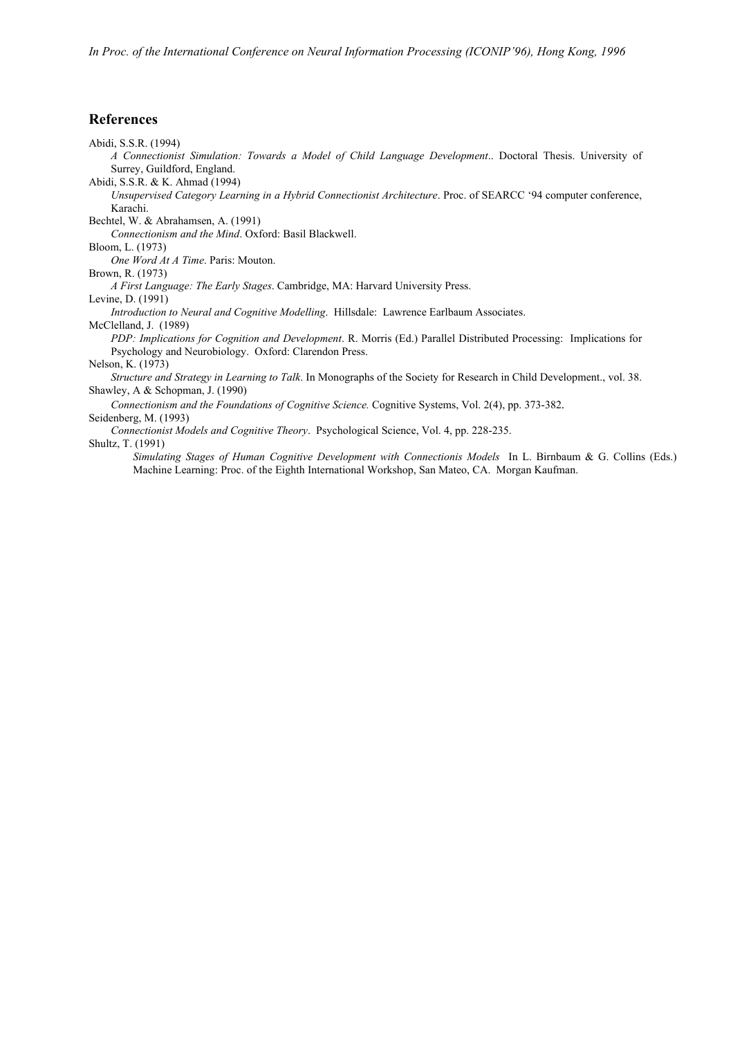## References

Abidi, S.S.R. (1994)
*A Connectionist Simulation: Towards a Model of Child Language Development*.. Doctoral Thesis. University of Surrey, Guildford, England.

Abidi, S.S.R. & K. Ahmad (1994)
*Unsupervised Category Learning in a Hybrid Connectionist Architecture*. Proc. of SEARCC '94 computer conference, Karachi.

Bechtel, W. & Abrahamsen, A. (1991)
*Connectionism and the Mind*. Oxford: Basil Blackwell.

Bloom, L. (1973)
*One Word At A Time*. Paris: Mouton.

Brown, R. (1973)
*A First Language: The Early Stages*. Cambridge, MA: Harvard University Press.

Levine, D. (1991)
*Introduction to Neural and Cognitive Modelling*. Hillsdale: Lawrence Earlbaum Associates.

McClelland, J. (1989)
*PDP: Implications for Cognition and Development*. R. Morris (Ed.) Parallel Distributed Processing: Implications for Psychology and Neurobiology. Oxford: Clarendon Press.

Nelson, K. (1973)
*Structure and Strategy in Learning to Talk*. In Monographs of the Society for Research in Child Development., vol. 38.

Shawley, A & Schopman, J. (1990)
*Connectionism and the Foundations of Cognitive Science.* Cognitive Systems, Vol. 2(4), pp. 373-382.

Seidenberg, M. (1993)
*Connectionist Models and Cognitive Theory*. Psychological Science, Vol. 4, pp. 228-235.

Shultz, T. (1991)
*Simulating Stages of Human Cognitive Development with Connectionis Models* In L. Birnbaum & G. Collins (Eds.) Machine Learning: Proc. of the Eighth International Workshop, San Mateo, CA. Morgan Kaufman.